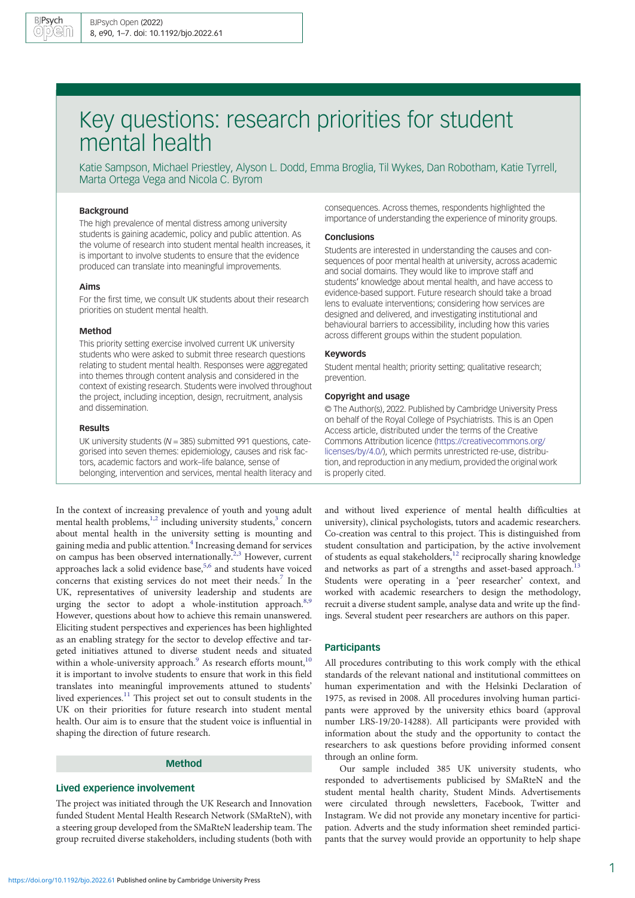# Key questions: research priorities for student mental health

Katie Sampson, Michael Priestley, Alyson L. Dodd, Emma Broglia, Til Wykes, Dan Robotham, Katie Tyrrell, Marta Ortega Vega and Nicola C. Byrom

## Background

The high prevalence of mental distress among university students is gaining academic, policy and public attention. As the volume of research into student mental health increases, it is important to involve students to ensure that the evidence produced can translate into meaningful improvements.

## Aims

For the first time, we consult UK students about their research priorities on student mental health.

## Method

This priority setting exercise involved current UK university students who were asked to submit three research questions relating to student mental health. Responses were aggregated into themes through content analysis and considered in the context of existing research. Students were involved throughout the project, including inception, design, recruitment, analysis and dissemination.

## Results

UK university students ($N = 385$) submitted 991 questions, categorised into seven themes: epidemiology, causes and risk factors, academic factors and work–life balance, sense of belonging, intervention and services, mental health literacy and consequences. Across themes, respondents highlighted the importance of understanding the experience of minority groups.

## Conclusions

Students are interested in understanding the causes and consequences of poor mental health at university, across academic and social domains. They would like to improve staff and students' knowledge about mental health, and have access to evidence-based support. Future research should take a broad lens to evaluate interventions; considering how services are designed and delivered, and investigating institutional and behavioural barriers to accessibility, including how this varies across different groups within the student population.

## Keywords

Student mental health; priority setting; qualitative research; prevention.

## Copyright and usage

© The Author(s), 2022. Published by Cambridge University Press on behalf of the Royal College of Psychiatrists. This is an Open Access article, distributed under the terms of the Creative Commons Attribution licence (https://creativecommons.org/licenses/by/4.0/), which permits unrestricted re-use, distribution, and reproduction in any medium, provided the original work is properly cited.

In the context of increasing prevalence of youth and young adult mental health problems,[1,2] including university students,[3] concern about mental health in the university setting is mounting and gaining media and public attention.[4] Increasing demand for services on campus has been observed internationally.[2,3] However, current approaches lack a solid evidence base,[5,6] and students have voiced concerns that existing services do not meet their needs.[7] In the UK, representatives of university leadership and students are urging the sector to adopt a whole-institution approach.[8,9] However, questions about how to achieve this remain unanswered. Eliciting student perspectives and experiences has been highlighted as an enabling strategy for the sector to develop effective and targeted initiatives attuned to diverse student needs and situated within a whole-university approach.[9] As research efforts mount,[10] it is important to involve students to ensure that work in this field translates into meaningful improvements attuned to students' lived experiences.[11] This project set out to consult students in the UK on their priorities for future research into student mental health. Our aim is to ensure that the student voice is influential in shaping the direction of future research.

## Method

### Lived experience involvement

The project was initiated through the UK Research and Innovation funded Student Mental Health Research Network (SMaRteN), with a steering group developed from the SMaRteN leadership team. The group recruited diverse stakeholders, including students (both with and without lived experience of mental health difficulties at university), clinical psychologists, tutors and academic researchers. Co-creation was central to this project. This is distinguished from student consultation and participation, by the active involvement of students as equal stakeholders,[12] reciprocally sharing knowledge and networks as part of a strengths and asset-based approach.[13] Students were operating in a 'peer researcher' context, and worked with academic researchers to design the methodology, recruit a diverse student sample, analyse data and write up the findings. Several student peer researchers are authors on this paper.

### Participants

All procedures contributing to this work comply with the ethical standards of the relevant national and institutional committees on human experimentation and with the Helsinki Declaration of 1975, as revised in 2008. All procedures involving human participants were approved by the university ethics board (approval number LRS-19/20-14288). All participants were provided with information about the study and the opportunity to contact the researchers to ask questions before providing informed consent through an online form.

Our sample included 385 UK university students, who responded to advertisements publicised by SMaRteN and the student mental health charity, Student Minds. Advertisements were circulated through newsletters, Facebook, Twitter and Instagram. We did not provide any monetary incentive for participation. Adverts and the study information sheet reminded participants that the survey would provide an opportunity to help shape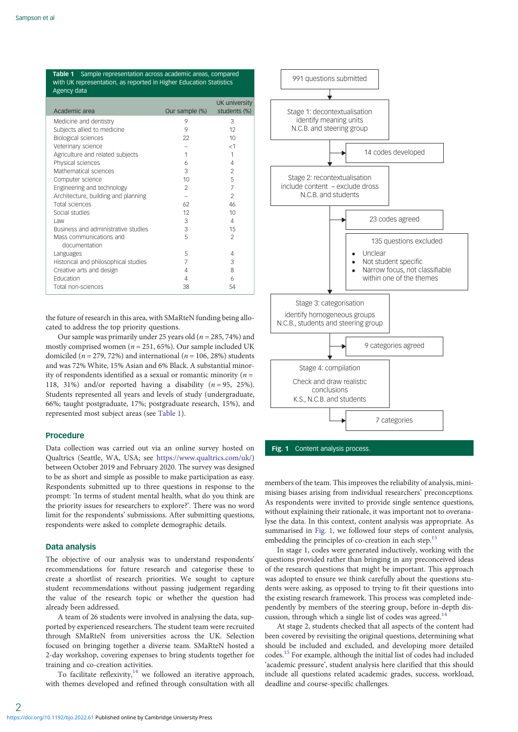**Table 1** Sample representation across academic areas, compared with UK representation, as reported in Higher Education Statistics Agency data

| Academic area | Our sample (%) | UK university students (%) |
|---|---|---|
| Medicine and dentistry | 9 | 3 |
| Subjects allied to medicine | 9 | 12 |
| Biological sciences | 22 | 10 |
| Veterinary science | – | <1 |
| Agriculture and related subjects | 1 | 1 |
| Physical sciences | 6 | 4 |
| Mathematical sciences | 3 | 2 |
| Computer science | 10 | 5 |
| Engineering and technology | 2 | 7 |
| Architecture, building and planning | – | 2 |
| Total sciences | 62 | 46 |
| Social studies | 12 | 10 |
| Law | 3 | 4 |
| Business and administrative studies | 3 | 15 |
| Mass communications and documentation | 5 | 2 |
| Languages | 5 | 4 |
| Historical and philosophical studies | 7 | 3 |
| Creative arts and design | 4 | 8 |
| Education | 4 | 6 |
| Total non-sciences | 38 | 54 |

the future of research in this area, with SMaRteN funding being allocated to address the top priority questions.

Our sample was primarily under 25 years old ($n = 285$, 74%) and mostly comprised women ($n = 251$, 65%). Our sample included UK domiciled ($n = 279$, 72%) and international ($n = 106$, 28%) students and was 72% White, 15% Asian and 6% Black. A substantial minority of respondents identified as a sexual or romantic minority ($n = 118$, 31%) and/or reported having a disability ($n = 95$, 25%). Students represented all years and levels of study (undergraduate, 66%; taught postgraduate, 17%; postgraduate research, 15%), and represented most subject areas (see Table 1).

## Procedure

Data collection was carried out via an online survey hosted on Qualtrics (Seattle, WA, USA; see https://www.qualtrics.com/uk/) between October 2019 and February 2020. The survey was designed to be as short and simple as possible to make participation as easy. Respondents submitted up to three questions in response to the prompt: 'In terms of student mental health, what do you think are the priority issues for researchers to explore?'. There was no word limit for the respondents' submissions. After submitting questions, respondents were asked to complete demographic details.

## Data analysis

The objective of our analysis was to understand respondents' recommendations for future research and categorise these to create a shortlist of research priorities. We sought to capture student recommendations without passing judgement regarding the value of the research topic or whether the question had already been addressed.

A team of 26 students were involved in analysing the data, supported by experienced researchers. The student team were recruited through SMaRteN from universities across the UK. Selection focused on bringing together a diverse team. SMaRteN hosted a 2-day workshop, covering expenses to bring students together for training and co-creation activities.

To facilitate reflexivity,[14] we followed an iterative approach, with themes developed and refined through consultation with all

991 questions submitted

Stage 1: decontextualisation
identify meaning units
N.C.B. and steering group

14 codes developed

Stage 2: recontextualisation
include content – exclude dross
N.C.B. and students

23 codes agreed

135 questions excluded
- Unclear
- Not student specific
- Narrow focus, not classifiable within one of the themes

Stage 3: categorisation
identify homogeneous groups
N.C.B., students and steering group

9 categories agreed

Stage 4: compilation
Check and draw realistic conclusions
K.S., N.C.B. and students

7 categories

**Fig. 1** Content analysis process.

members of the team. This improves the reliability of analysis, minimising biases arising from individual researchers' preconceptions. As respondents were invited to provide single sentence questions, without explaining their rationale, it was important not to overanalyse the data. In this context, content analysis was appropriate. As summarised in Fig. 1, we followed four steps of content analysis, embedding the principles of co-creation in each step.[15]

In stage 1, codes were generated inductively, working with the questions provided rather than bringing in any preconceived ideas of the research questions that might be important. This approach was adopted to ensure we think carefully about the questions students were asking, as opposed to trying to fit their questions into the existing research framework. This process was completed independently by members of the steering group, before in-depth discussion, through which a single list of codes was agreed.[14]

At stage 2, students checked that all aspects of the content had been covered by revisiting the original questions, determining what should be included and excluded, and developing more detailed codes.[15] For example, although the initial list of codes had included 'academic pressure', student analysis here clarified that this should include all questions related academic grades, success, workload, deadline and course-specific challenges.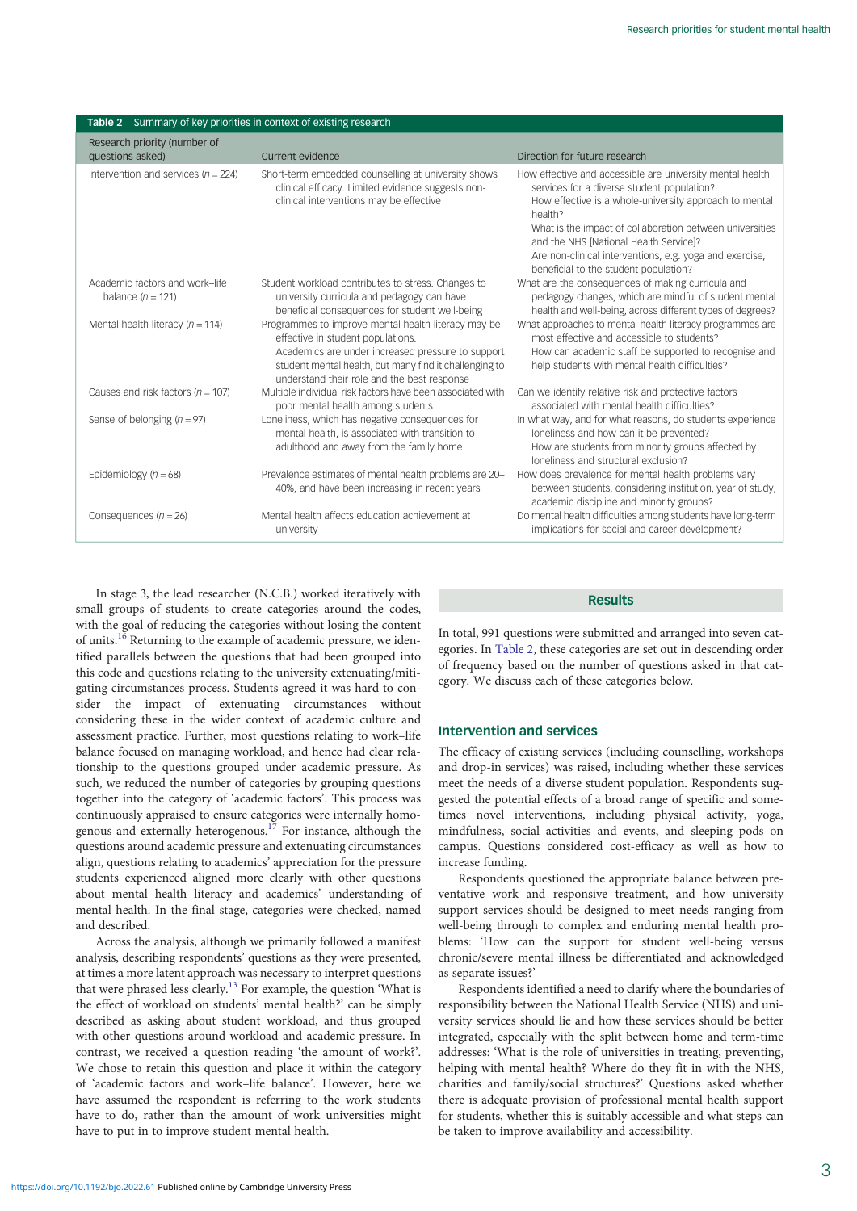**Table 2** Summary of key priorities in context of existing research

| Research priority (number of questions asked) | Current evidence | Direction for future research |
| --- | --- | --- |
| Intervention and services ($n = 224$) | Short-term embedded counselling at university shows clinical efficacy. Limited evidence suggests non-clinical interventions may be effective | How effective and accessible are university mental health services for a diverse student population? How effective is a whole-university approach to mental health? What is the impact of collaboration between universities and the NHS [National Health Service]? Are non-clinical interventions, e.g. yoga and exercise, beneficial to the student population? |
| Academic factors and work–life balance ($n = 121$) | Student workload contributes to stress. Changes to university curricula and pedagogy can have beneficial consequences for student well-being | What are the consequences of making curricula and pedagogy changes, which are mindful of student mental health and well-being, across different types of degrees? |
| Mental health literacy ($n = 114$) | Programmes to improve mental health literacy may be effective in student populations. Academics are under increased pressure to support student mental health, but many find it challenging to understand their role and the best response | What approaches to mental health literacy programmes are most effective and accessible to students? How can academic staff be supported to recognise and help students with mental health difficulties? |
| Causes and risk factors ($n = 107$) | Multiple individual risk factors have been associated with poor mental health among students | Can we identify relative risk and protective factors associated with mental health difficulties? |
| Sense of belonging ($n = 97$) | Loneliness, which has negative consequences for mental health, is associated with transition to adulthood and away from the family home | In what way, and for what reasons, do students experience loneliness and how can it be prevented? How are students from minority groups affected by loneliness and structural exclusion? |
| Epidemiology ($n = 68$) | Prevalence estimates of mental health problems are 20–40%, and have been increasing in recent years | How does prevalence for mental health problems vary between students, considering institution, year of study, academic discipline and minority groups? |
| Consequences ($n = 26$) | Mental health affects education achievement at university | Do mental health difficulties among students have long-term implications for social and career development? |

In stage 3, the lead researcher (N.C.B.) worked iteratively with small groups of students to create categories around the codes, with the goal of reducing the categories without losing the content of units.[16] Returning to the example of academic pressure, we identified parallels between the questions that had been grouped into this code and questions relating to the university extenuating/mitigating circumstances process. Students agreed it was hard to consider the impact of extenuating circumstances without considering these in the wider context of academic culture and assessment practice. Further, most questions relating to work–life balance focused on managing workload, and hence had clear relationship to the questions grouped under academic pressure. As such, we reduced the number of categories by grouping questions together into the category of 'academic factors'. This process was continuously appraised to ensure categories were internally homogenous and externally heterogenous.[17] For instance, although the questions around academic pressure and extenuating circumstances align, questions relating to academics' appreciation for the pressure students experienced aligned more clearly with other questions about mental health literacy and academics' understanding of mental health. In the final stage, categories were checked, named and described.

Across the analysis, although we primarily followed a manifest analysis, describing respondents' questions as they were presented, at times a more latent approach was necessary to interpret questions that were phrased less clearly.[13] For example, the question 'What is the effect of workload on students' mental health?' can be simply described as asking about student workload, and thus grouped with other questions around workload and academic pressure. In contrast, we received a question reading 'the amount of work?'. We chose to retain this question and place it within the category of 'academic factors and work–life balance'. However, here we have assumed the respondent is referring to the work students have to do, rather than the amount of work universities might have to put in to improve student mental health.

## Results

In total, 991 questions were submitted and arranged into seven categories. In Table 2, these categories are set out in descending order of frequency based on the number of questions asked in that category. We discuss each of these categories below.

### Intervention and services

The efficacy of existing services (including counselling, workshops and drop-in services) was raised, including whether these services meet the needs of a diverse student population. Respondents suggested the potential effects of a broad range of specific and sometimes novel interventions, including physical activity, yoga, mindfulness, social activities and events, and sleeping pods on campus. Questions considered cost-efficacy as well as how to increase funding.

Respondents questioned the appropriate balance between preventative work and responsive treatment, and how university support services should be designed to meet needs ranging from well-being through to complex and enduring mental health problems: 'How can the support for student well-being versus chronic/severe mental illness be differentiated and acknowledged as separate issues?'

Respondents identified a need to clarify where the boundaries of responsibility between the National Health Service (NHS) and university services should lie and how these services should be better integrated, especially with the split between home and term-time addresses: 'What is the role of universities in treating, preventing, helping with mental health? Where do they fit in with the NHS, charities and family/social structures?' Questions asked whether there is adequate provision of professional mental health support for students, whether this is suitably accessible and what steps can be taken to improve availability and accessibility.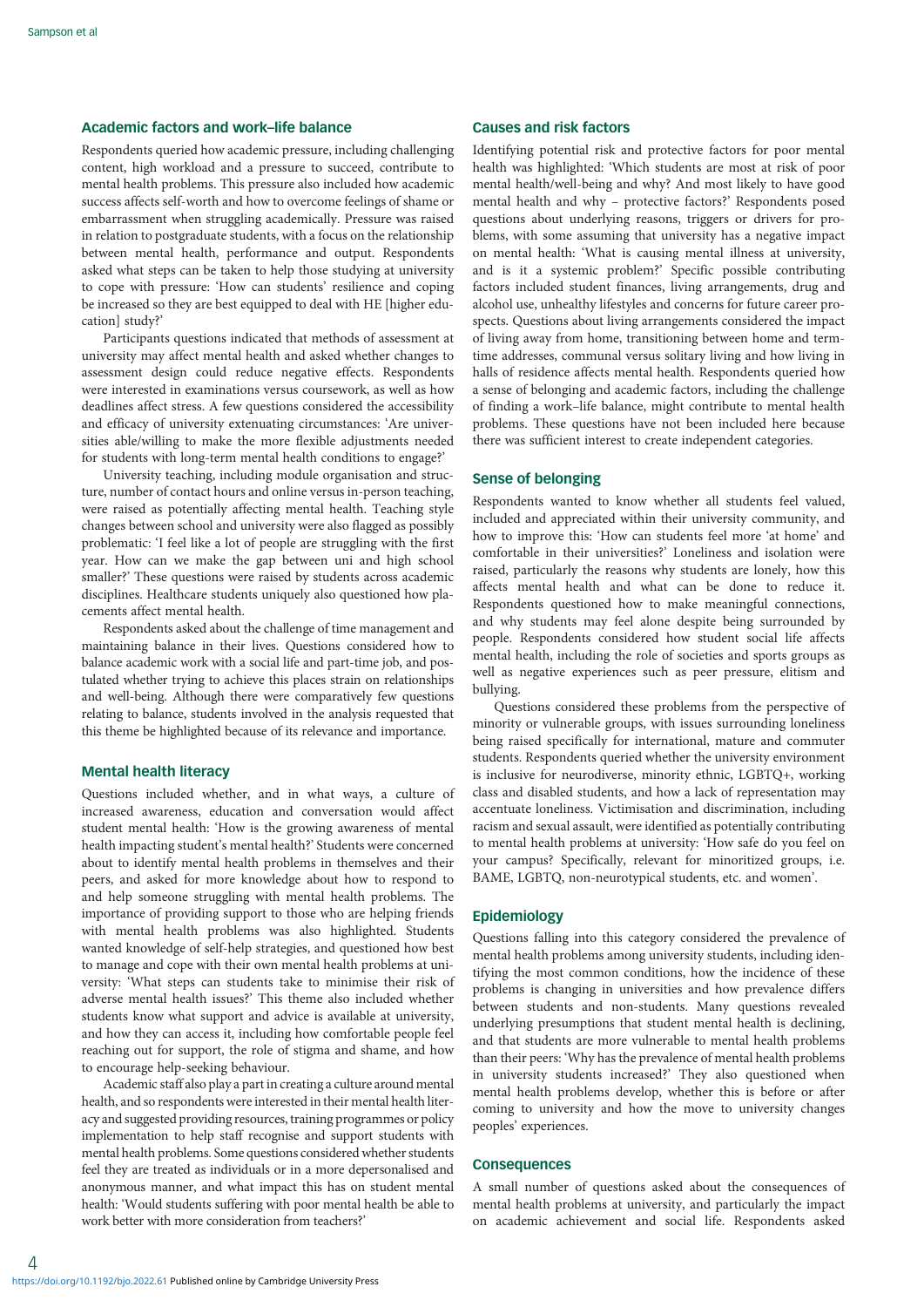### Academic factors and work–life balance

Respondents queried how academic pressure, including challenging content, high workload and a pressure to succeed, contribute to mental health problems. This pressure also included how academic success affects self-worth and how to overcome feelings of shame or embarrassment when struggling academically. Pressure was raised in relation to postgraduate students, with a focus on the relationship between mental health, performance and output. Respondents asked what steps can be taken to help those studying at university to cope with pressure: 'How can students' resilience and coping be increased so they are best equipped to deal with HE [higher education] study?'

Participants questions indicated that methods of assessment at university may affect mental health and asked whether changes to assessment design could reduce negative effects. Respondents were interested in examinations versus coursework, as well as how deadlines affect stress. A few questions considered the accessibility and efficacy of university extenuating circumstances: 'Are universities able/willing to make the more flexible adjustments needed for students with long-term mental health conditions to engage?'

University teaching, including module organisation and structure, number of contact hours and online versus in-person teaching, were raised as potentially affecting mental health. Teaching style changes between school and university were also flagged as possibly problematic: 'I feel like a lot of people are struggling with the first year. How can we make the gap between uni and high school smaller?' These questions were raised by students across academic disciplines. Healthcare students uniquely also questioned how placements affect mental health.

Respondents asked about the challenge of time management and maintaining balance in their lives. Questions considered how to balance academic work with a social life and part-time job, and postulated whether trying to achieve this places strain on relationships and well-being. Although there were comparatively few questions relating to balance, students involved in the analysis requested that this theme be highlighted because of its relevance and importance.

### Mental health literacy

Questions included whether, and in what ways, a culture of increased awareness, education and conversation would affect student mental health: 'How is the growing awareness of mental health impacting student's mental health?' Students were concerned about to identify mental health problems in themselves and their peers, and asked for more knowledge about how to respond to and help someone struggling with mental health problems. The importance of providing support to those who are helping friends with mental health problems was also highlighted. Students wanted knowledge of self-help strategies, and questioned how best to manage and cope with their own mental health problems at university: 'What steps can students take to minimise their risk of adverse mental health issues?' This theme also included whether students know what support and advice is available at university, and how they can access it, including how comfortable people feel reaching out for support, the role of stigma and shame, and how to encourage help-seeking behaviour.

Academic staff also play a part in creating a culture around mental health, and so respondents were interested in their mental health literacy and suggested providing resources, training programmes or policy implementation to help staff recognise and support students with mental health problems. Some questions considered whether students feel they are treated as individuals or in a more depersonalised and anonymous manner, and what impact this has on student mental health: 'Would students suffering with poor mental health be able to work better with more consideration from teachers?'

### Causes and risk factors

Identifying potential risk and protective factors for poor mental health was highlighted: 'Which students are most at risk of poor mental health/well-being and why? And most likely to have good mental health and why – protective factors?' Respondents posed questions about underlying reasons, triggers or drivers for problems, with some assuming that university has a negative impact on mental health: 'What is causing mental illness at university, and is it a systemic problem?' Specific possible contributing factors included student finances, living arrangements, drug and alcohol use, unhealthy lifestyles and concerns for future career prospects. Questions about living arrangements considered the impact of living away from home, transitioning between home and term-time addresses, communal versus solitary living and how living in halls of residence affects mental health. Respondents queried how a sense of belonging and academic factors, including the challenge of finding a work–life balance, might contribute to mental health problems. These questions have not been included here because there was sufficient interest to create independent categories.

### Sense of belonging

Respondents wanted to know whether all students feel valued, included and appreciated within their university community, and how to improve this: 'How can students feel more 'at home' and comfortable in their universities?' Loneliness and isolation were raised, particularly the reasons why students are lonely, how this affects mental health and what can be done to reduce it. Respondents questioned how to make meaningful connections, and why students may feel alone despite being surrounded by people. Respondents considered how student social life affects mental health, including the role of societies and sports groups as well as negative experiences such as peer pressure, elitism and bullying.

Questions considered these problems from the perspective of minority or vulnerable groups, with issues surrounding loneliness being raised specifically for international, mature and commuter students. Respondents queried whether the university environment is inclusive for neurodiverse, minority ethnic, LGBTQ+, working class and disabled students, and how a lack of representation may accentuate loneliness. Victimisation and discrimination, including racism and sexual assault, were identified as potentially contributing to mental health problems at university: 'How safe do you feel on your campus? Specifically, relevant for minoritized groups, i.e. BAME, LGBTQ, non-neurotypical students, etc. and women'.

### Epidemiology

Questions falling into this category considered the prevalence of mental health problems among university students, including identifying the most common conditions, how the incidence of these problems is changing in universities and how prevalence differs between students and non-students. Many questions revealed underlying presumptions that student mental health is declining, and that students are more vulnerable to mental health problems than their peers: 'Why has the prevalence of mental health problems in university students increased?' They also questioned when mental health problems develop, whether this is before or after coming to university and how the move to university changes peoples' experiences.

### Consequences

A small number of questions asked about the consequences of mental health problems at university, and particularly the impact on academic achievement and social life. Respondents asked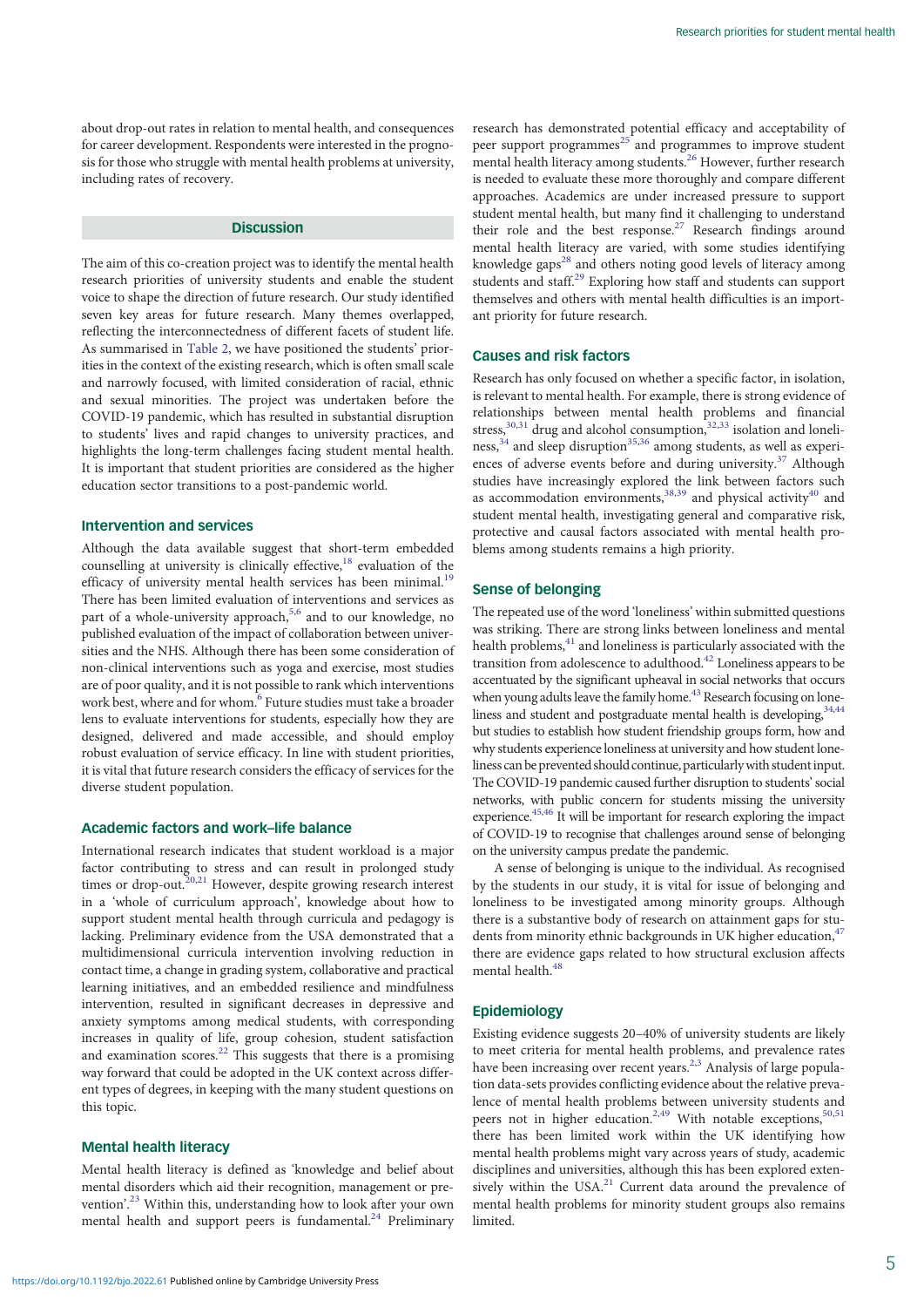about drop-out rates in relation to mental health, and consequences for career development. Respondents were interested in the prognosis for those who struggle with mental health problems at university, including rates of recovery.

## Discussion

The aim of this co-creation project was to identify the mental health research priorities of university students and enable the student voice to shape the direction of future research. Our study identified seven key areas for future research. Many themes overlapped, reflecting the interconnectedness of different facets of student life. As summarised in Table 2, we have positioned the students' priorities in the context of the existing research, which is often small scale and narrowly focused, with limited consideration of racial, ethnic and sexual minorities. The project was undertaken before the COVID-19 pandemic, which has resulted in substantial disruption to students' lives and rapid changes to university practices, and highlights the long-term challenges facing student mental health. It is important that student priorities are considered as the higher education sector transitions to a post-pandemic world.

### Intervention and services

Although the data available suggest that short-term embedded counselling at university is clinically effective,[18] evaluation of the efficacy of university mental health services has been minimal.[19] There has been limited evaluation of interventions and services as part of a whole-university approach,[5,6] and to our knowledge, no published evaluation of the impact of collaboration between universities and the NHS. Although there has been some consideration of non-clinical interventions such as yoga and exercise, most studies are of poor quality, and it is not possible to rank which interventions work best, where and for whom.[6] Future studies must take a broader lens to evaluate interventions for students, especially how they are designed, delivered and made accessible, and should employ robust evaluation of service efficacy. In line with student priorities, it is vital that future research considers the efficacy of services for the diverse student population.

### Academic factors and work–life balance

International research indicates that student workload is a major factor contributing to stress and can result in prolonged study times or drop-out.[20,21] However, despite growing research interest in a 'whole of curriculum approach', knowledge about how to support student mental health through curricula and pedagogy is lacking. Preliminary evidence from the USA demonstrated that a multidimensional curricula intervention involving reduction in contact time, a change in grading system, collaborative and practical learning initiatives, and an embedded resilience and mindfulness intervention, resulted in significant decreases in depressive and anxiety symptoms among medical students, with corresponding increases in quality of life, group cohesion, student satisfaction and examination scores.[22] This suggests that there is a promising way forward that could be adopted in the UK context across different types of degrees, in keeping with the many student questions on this topic.

### Mental health literacy

Mental health literacy is defined as 'knowledge and belief about mental disorders which aid their recognition, management or prevention'.[23] Within this, understanding how to look after your own mental health and support peers is fundamental.[24] Preliminary research has demonstrated potential efficacy and acceptability of peer support programmes[25] and programmes to improve student mental health literacy among students.[26] However, further research is needed to evaluate these more thoroughly and compare different approaches. Academics are under increased pressure to support student mental health, but many find it challenging to understand their role and the best response.[27] Research findings around mental health literacy are varied, with some studies identifying knowledge gaps[28] and others noting good levels of literacy among students and staff.[29] Exploring how staff and students can support themselves and others with mental health difficulties is an important priority for future research.

### Causes and risk factors

Research has only focused on whether a specific factor, in isolation, is relevant to mental health. For example, there is strong evidence of relationships between mental health problems and financial stress,[30,31] drug and alcohol consumption,[32,33] isolation and loneliness,[34] and sleep disruption[35,36] among students, as well as experiences of adverse events before and during university.[37] Although studies have increasingly explored the link between factors such as accommodation environments,[38,39] and physical activity[40] and student mental health, investigating general and comparative risk, protective and causal factors associated with mental health problems among students remains a high priority.

### Sense of belonging

The repeated use of the word 'loneliness' within submitted questions was striking. There are strong links between loneliness and mental health problems,[41] and loneliness is particularly associated with the transition from adolescence to adulthood.[42] Loneliness appears to be accentuated by the significant upheaval in social networks that occurs when young adults leave the family home.[43] Research focusing on loneliness and student and postgraduate mental health is developing,[34,44] but studies to establish how student friendship groups form, how and why students experience loneliness at university and how student loneliness can be prevented should continue, particularly with student input. The COVID-19 pandemic caused further disruption to students' social networks, with public concern for students missing the university experience.[45,46] It will be important for research exploring the impact of COVID-19 to recognise that challenges around sense of belonging on the university campus predate the pandemic.

A sense of belonging is unique to the individual. As recognised by the students in our study, it is vital for issue of belonging and loneliness to be investigated among minority groups. Although there is a substantive body of research on attainment gaps for students from minority ethnic backgrounds in UK higher education,[47] there are evidence gaps related to how structural exclusion affects mental health.[48]

### Epidemiology

Existing evidence suggests 20–40% of university students are likely to meet criteria for mental health problems, and prevalence rates have been increasing over recent years.[2,3] Analysis of large population data-sets provides conflicting evidence about the relative prevalence of mental health problems between university students and peers not in higher education.[2,49] With notable exceptions,[50,51] there has been limited work within the UK identifying how mental health problems might vary across years of study, academic disciplines and universities, although this has been explored extensively within the USA.[21] Current data around the prevalence of mental health problems for minority student groups also remains limited.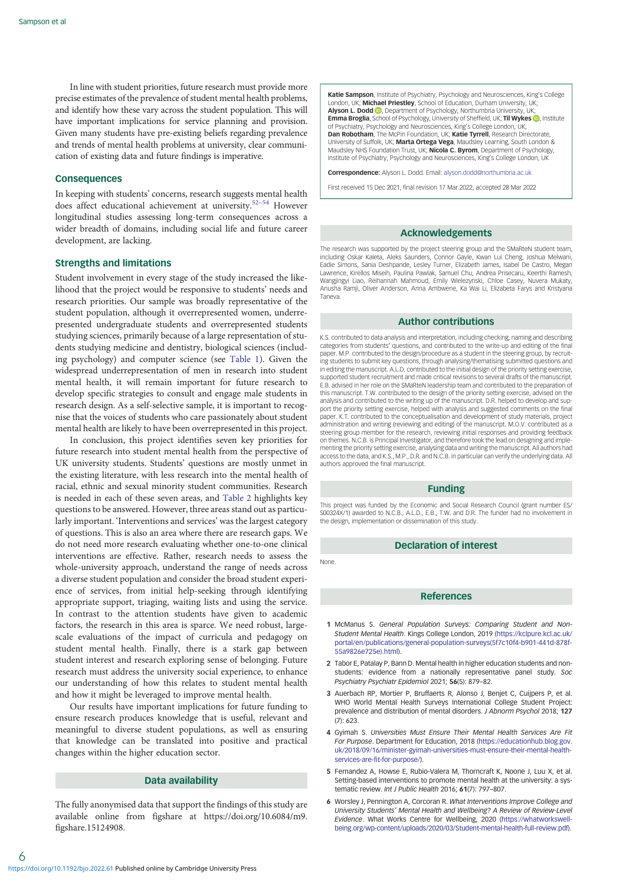In line with student priorities, future research must provide more precise estimates of the prevalence of student mental health problems, and identify how these vary across the student population. This will have important implications for service planning and provision. Given many students have pre-existing beliefs regarding prevalence and trends of mental health problems at university, clear communication of existing data and future findings is imperative.

### Consequences

In keeping with students' concerns, research suggests mental health does affect educational achievement at university.[52–54] However longitudinal studies assessing long-term consequences across a wider breadth of domains, including social life and future career development, are lacking.

### Strengths and limitations

Student involvement in every stage of the study increased the likelihood that the project would be responsive to students' needs and research priorities. Our sample was broadly representative of the student population, although it overrepresented women, underrepresented undergraduate students and overrepresented students studying sciences, primarily because of a large representation of students studying medicine and dentistry, biological sciences (including psychology) and computer science (see Table 1). Given the widespread underrepresentation of men in research into student mental health, it will remain important for future research to develop specific strategies to consult and engage male students in research design. As a self-selective sample, it is important to recognise that the voices of students who care passionately about student mental health are likely to have been overrepresented in this project.

In conclusion, this project identifies seven key priorities for future research into student mental health from the perspective of UK university students. Students' questions are mostly unmet in the existing literature, with less research into the mental health of racial, ethnic and sexual minority student communities. Research is needed in each of these seven areas, and Table 2 highlights key questions to be answered. However, three areas stand out as particularly important. 'Interventions and services' was the largest category of questions. This is also an area where there are research gaps. We do not need more research evaluating whether one-to-one clinical interventions are effective. Rather, research needs to assess the whole-university approach, understand the range of needs across a diverse student population and consider the broad student experience of services, from initial help-seeking through identifying appropriate support, triaging, waiting lists and using the service. In contrast to the attention students have given to academic factors, the research in this area is sparce. We need robust, large-scale evaluations of the impact of curricula and pedagogy on student mental health. Finally, there is a stark gap between student interest and research exploring sense of belonging. Future research must address the university social experience, to enhance our understanding of how this relates to student mental health and how it might be leveraged to improve mental health.

Our results have important implications for future funding to ensure research produces knowledge that is useful, relevant and meaningful to diverse student populations, as well as ensuring that knowledge can be translated into positive and practical changes within the higher education sector.

## Data availability

The fully anonymised data that support the findings of this study are available online from figshare at https://doi.org/10.6084/m9.figshare.15124908.

**Katie Sampson**, Institute of Psychiatry, Psychology and Neurosciences, King's College London, UK; **Michael Priestley**, School of Education, Durham University, UK; **Alyson L. Dodd**, Department of Psychology, Northumbria University, UK; **Emma Broglia**, School of Psychology, University of Sheffield, UK; **Til Wykes**, Institute of Psychiatry, Psychology and Neurosciences, King's College London, UK; **Dan Robotham**, The McPin Foundation, UK; **Katie Tyrrell**, Research Directorate, University of Suffolk, UK; **Marta Ortega Vega**, Maudsley Learning, South London & Maudsley NHS Foundation Trust, UK; **Nicola C. Byrom**, Department of Psychology, Institute of Psychiatry, Psychology and Neurosciences, King's College London, UK

**Correspondence:** Alyson L. Dodd. Email: alyson.dodd@northumbria.ac.uk

First received 15 Dec 2021, final revision 17 Mar 2022, accepted 28 Mar 2022

## Acknowledgements

The research was supported by the project steering group and the SMaRteN student team, including Oskar Kaleta, Aleks Saunders, Connor Gayle, Kwan Lui Cheng, Joshua Melwani, Eadie Simons, Sania Deshpande, Lesley Turner, Elizabeth James, Isabel De Castro, Megan Lawrence, Kirellos Miseih, Paulina Pawlak, Samuel Chu, Andrea Prisecaru, Keerthi Ramesh, Wangjingyi Liao, Reihannah Mahmoud, Emily Wielezynski, Chloe Casey, Nuvera Mukaty, Anusha Ramji, Oliver Anderson, Anna Ambwene, Ka Wai Li, Elizabeta Farys and Kristyana Taneva.

## Author contributions

K.S. contributed to data analysis and interpretation, including checking, naming and describing categories from students' questions, and contributed to the write-up and editing of the final paper. M.P. contributed to the design/procedure as a student in the steering group, by recruiting students to submit key questions, through analysing/thematising submitted questions and in editing the manuscript. A.L.D. contributed to the initial design of the priority setting exercise, supported student recruitment and made critical revisions to several drafts of the manuscript. E.B. advised in her role on the SMaRteN leadership team and contributed to the preparation of this manuscript. T.W. contributed to the design of the priority setting exercise, advised on the analysis and contributed to the writing up of the manuscript. D.R. helped to develop and support the priority setting exercise, helped with analysis and suggested comments on the final paper. K.T. contributed to the conceptualisation and development of study materials, project administration and writing (reviewing and editing) of the manuscript. M.O.V. contributed as a steering group member for the research, reviewing initial responses and providing feedback on themes. N.C.B. is Principal Investigator, and therefore took the lead on designing and implementing the priority setting exercise, analysing data and writing the manuscript. All authors had access to the data, and K.S., M.P., D.R. and N.C.B. in particular can verify the underlying data. All authors approved the final manuscript.

## Funding

This project was funded by the Economic and Social Research Council (grant number ES/S00324X/1) awarded to N.C.B., A.L.D., E.B., T.W. and D.R. The funder had no involvement in the design, implementation or dissemination of this study.

## Declaration of interest

None.

## References

1. McManus S. *General Population Surveys: Comparing Student and Non-Student Mental Health*. Kings College London, 2019 (https://kclpure.kcl.ac.uk/portal/en/publications/general-population-surveys(5f7c10f4-b901-441d-878f-55a9826e725e).html).
2. Tabor E, Patalay P, Bann D. Mental health in higher education students and non-students: evidence from a nationally representative panel study. *Soc Psychiatry Psychiatr Epidemiol* 2021; **56**(5): 879–82.
3. Auerbach RP, Mortier P, Bruffaerts R, Alonso J, Benjet C, Cuijpers P, et al. WHO World Mental Health Surveys International College Student Project: prevalence and distribution of mental disorders. *J Abnorm Psychol* 2018; **127** (7): 623.
4. Gyimah S. *Universities Must Ensure Their Mental Health Services Are Fit For Purpose*. Department for Education, 2018 (https://educationhub.blog.gov.uk/2018/09/16/minister-gyimah-universities-must-ensure-their-mental-health-services-are-fit-for-purpose/).
5. Fernandez A, Howse E, Rubio-Valera M, Thorncraft K, Noone J, Luu X, et al. Setting-based interventions to promote mental health at the university: a systematic review. *Int J Public Health* 2016; **61**(7): 797–807.
6. Worsley J, Pennington A, Corcoran R. *What Interventions Improve College and University Students' Mental Health and Wellbeing? A Review of Review-Level Evidence*. What Works Centre for Wellbeing, 2020 (https://whatworkswellbeing.org/wp-content/uploads/2020/03/Student-mental-health-full-review.pdf).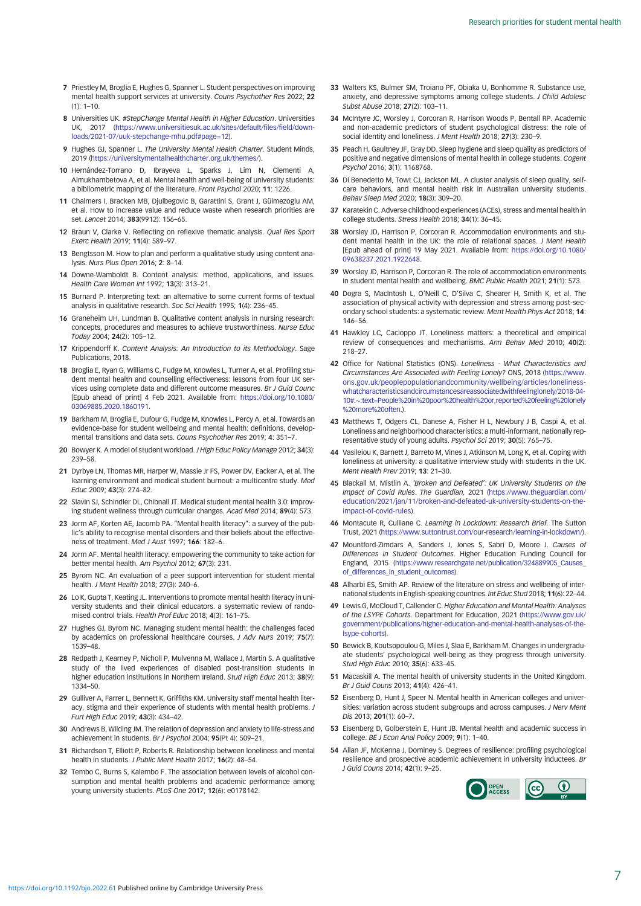7 Priestley M, Broglia E, Hughes G, Spanner L. Student perspectives on improving mental health support services at university. *Couns Psychother Res* 2022; **22** (1): 1–10.

8 Universities UK. *#StepChange Mental Health in Higher Education*. Universities UK, 2017 (https://www.universitiesuk.ac.uk/sites/default/files/field/downloads/2021-07/uuk-stepchange-mhu.pdf#page=12).

9 Hughes GJ, Spanner L. *The University Mental Health Charter*. Student Minds, 2019 (https://universitymentalhealthcharter.org.uk/themes/).

10 Hernández-Torrano D, Ibrayeva L, Sparks J, Lim N, Clementi A, Almukhambetova A, et al. Mental health and well-being of university students: a bibliometric mapping of the literature. *Front Psychol* 2020; **11**: 1226.

11 Chalmers I, Bracken MB, Djulbegovic B, Garattini S, Grant J, Gülmezoglu AM, et al. How to increase value and reduce waste when research priorities are set. *Lancet* 2014; **383**(9912): 156–65.

12 Braun V, Clarke V. Reflecting on reflexive thematic analysis. *Qual Res Sport Exerc Health* 2019; **11**(4): 589–97.

13 Bengtsson M. How to plan and perform a qualitative study using content analysis. *Nurs Plus Open* 2016; **2**: 8–14.

14 Downe-Wamboldt B. Content analysis: method, applications, and issues. *Health Care Women Int* 1992; **13**(3): 313–21.

15 Burnard P. Interpreting text: an alternative to some current forms of textual analysis in qualitative research. *Soc Sci Health* 1995; **1**(4): 236–45.

16 Graneheim UH, Lundman B. Qualitative content analysis in nursing research: concepts, procedures and measures to achieve trustworthiness. *Nurse Educ Today* 2004; **24**(2): 105–12.

17 Krippendorff K. *Content Analysis: An Introduction to its Methodology*. Sage Publications, 2018.

18 Broglia E, Ryan G, Williams C, Fudge M, Knowles L, Turner A, et al. Profiling student mental health and counselling effectiveness: lessons from four UK services using complete data and different outcome measures. *Br J Guid Counc* [Epub ahead of print] 4 Feb 2021. Available from: https://doi.org/10.1080/03069885.2020.1860191.

19 Barkham M, Broglia E, Dufour G, Fudge M, Knowles L, Percy A, et al. Towards an evidence-base for student wellbeing and mental health: definitions, developmental transitions and data sets. *Couns Psychother Res* 2019; **4**: 351–7.

20 Bowyer K. A model of student workload. *J High Educ Policy Manage* 2012; **34**(3): 239–58.

21 Dyrbye LN, Thomas MR, Harper W, Massie Jr FS, Power DV, Eacker A, et al. The learning environment and medical student burnout: a multicentre study. *Med Educ* 2009; **43**(3): 274–82.

22 Slavin SJ, Schindler DL, Chibnall JT. Medical student mental health 3.0: improving student wellness through curricular changes. *Acad Med* 2014; **89**(4): 573.

23 Jorm AF, Korten AE, Jacomb PA. "Mental health literacy": a survey of the public's ability to recognise mental disorders and their beliefs about the effectiveness of treatment. *Med J Aust* 1997; **166**: 182–6.

24 Jorm AF. Mental health literacy: empowering the community to take action for better mental health. *Am Psychol* 2012; **67**(3): 231.

25 Byrom NC. An evaluation of a peer support intervention for student mental health. *J Ment Health* 2018; 27(3): 240–6.

26 Lo K, Gupta T, Keating JL. Interventions to promote mental health literacy in university students and their clinical educators. a systematic review of randomised control trials. *Health Prof Educ* 2018; **4**(3): 161–75.

27 Hughes GJ, Byrom NC. Managing student mental health: the challenges faced by academics on professional healthcare courses. *J Adv Nurs* 2019; **75**(7): 1539–48.

28 Redpath J, Kearney P, Nicholl P, Mulvenna M, Wallace J, Martin S. A qualitative study of the lived experiences of disabled post-transition students in higher education institutions in Northern Ireland. *Stud High Educ* 2013; **38**(9): 1334–50.

29 Gulliver A, Farrer L, Bennett K, Griffiths KM. University staff mental health literacy, stigma and their experience of students with mental health problems. *J Furt High Educ* 2019; **43**(3): 434–42.

30 Andrews B, Wilding JM. The relation of depression and anxiety to life-stress and achievement in students. *Br J Psychol* 2004; **95**(Pt 4): 509–21.

31 Richardson T, Elliott P, Roberts R. Relationship between loneliness and mental health in students. *J Public Ment Health* 2017; **16**(2): 48–54.

32 Tembo C, Burns S, Kalembo F. The association between levels of alcohol consumption and mental health problems and academic performance among young university students. *PLoS One* 2017; **12**(6): e0178142.

33 Walters KS, Bulmer SM, Troiano PF, Obiaka U, Bonhomme R. Substance use, anxiety, and depressive symptoms among college students. *J Child Adolesc Subst Abuse* 2018; **27**(2): 103–11.

34 McIntyre JC, Worsley J, Corcoran R, Harrison Woods P, Bentall RP. Academic and non-academic predictors of student psychological distress: the role of social identity and loneliness. *J Ment Health* 2018; **27**(3): 230–9.

35 Peach H, Gaultney JF, Gray DD. Sleep hygiene and sleep quality as predictors of positive and negative dimensions of mental health in college students. *Cogent Psychol* 2016; **3**(1): 1168768.

36 Di Benedetto M, Towt CJ, Jackson ML. A cluster analysis of sleep quality, self-care behaviors, and mental health risk in Australian university students. *Behav Sleep Med* 2020; **18**(3): 309–20.

37 Karatekin C. Adverse childhood experiences (ACEs), stress and mental health in college students. *Stress Health* 2018; **34**(1): 36–45.

38 Worsley JD, Harrison P, Corcoran R. Accommodation environments and student mental health in the UK: the role of relational spaces. *J Ment Health* [Epub ahead of print] 19 May 2021. Available from: https://doi.org/10.1080/09638237.2021.1922648.

39 Worsley JD, Harrison P, Corcoran R. The role of accommodation environments in student mental health and wellbeing. *BMC Public Health* 2021; **21**(1): 573.

40 Dogra S, MacIntosh L, O'Neill C, D'Silva C, Shearer H, Smith K, et al. The association of physical activity with depression and stress among post-secondary school students: a systematic review. *Ment Health Phys Act* 2018; **14**: 146–56.

41 Hawkley LC, Cacioppo JT. Loneliness matters: a theoretical and empirical review of consequences and mechanisms. *Ann Behav Med* 2010; **40**(2): 218–27.

42 Office for National Statistics (ONS). *Loneliness - What Characteristics and Circumstances Are Associated with Feeling Lonely?* ONS, 2018 (https://www.ons.gov.uk/peoplepopulationandcommunity/wellbeing/articles/lonelinesswhatcharacteristicsandcircumstancesareassociatedwithfeelinglonely/2018-04-10#:~:text=People%20in%20poor%20health%20or,reported%20feeling%20lonely%20more%20often.).

43 Matthews T, Odgers CL, Danese A, Fisher H L, Newbury J B, Caspi A, et al. Loneliness and neighborhood characteristics: a multi-informant, nationally representative study of young adults. *Psychol Sci* 2019; **30**(5): 765–75.

44 Vasileiou K, Barnett J, Barreto M, Vines J, Atkinson M, Long K, et al. Coping with loneliness at university: a qualitative interview study with students in the UK. *Ment Health Prev* 2019; **13**: 21–30.

45 Blackall M, Mistlin A. *'Broken and Defeated': UK University Students on the Impact of Covid Rules. The Guardian,* 2021 (https://www.theguardian.com/education/2021/jan/11/broken-and-defeated-uk-university-students-on-the-impact-of-covid-rules).

46 Montacute R, Culliane C. *Learning in Lockdown: Research Brief.* The Sutton Trust, 2021 (https://www.suttontrust.com/our-research/learning-in-lockdown/).

47 Mountford-Zimdars A, Sanders J, Jones S, Sabri D, Moore J. *Causes of Differences in Student Outcomes*. Higher Education Funding Council for England, 2015 (https://www.researchgate.net/publication/324889905_Causes_of_differences_in_student_outcomes).

48 Alharbi ES, Smith AP. Review of the literature on stress and wellbeing of international students in English-speaking countries. *Int Educ Stud* 2018; **11**(6): 22–44.

49 Lewis G, McCloud T, Callender C. *Higher Education and Mental Health: Analyses of the LSYPE Cohorts*. Department for Education, 2021 (https://www.gov.uk/government/publications/higher-education-and-mental-health-analyses-of-the-lsype-cohorts).

50 Bewick B, Koutsopoulou G, Miles J, Slaa E, Barkham M. Changes in undergraduate students' psychological well-being as they progress through university. *Stud High Educ* 2010; **35**(6): 633–45.

51 Macaskill A. The mental health of university students in the United Kingdom. *Br J Guid Couns* 2013; **41**(4): 426–41.

52 Eisenberg D, Hunt J, Speer N. Mental health in American colleges and universities: variation across student subgroups and across campuses. *J Nerv Ment Dis* 2013; **201**(1): 60–7.

53 Eisenberg D, Golberstein E, Hunt JB. Mental health and academic success in college. *BE J Econ Anal Policy* 2009; **9**(1): 1–40.

54 Allan JF, McKenna J, Dominey S. Degrees of resilience: profiling psychological resilience and prospective academic achievement in university inductees. *Br J Guid Couns* 2014; **42**(1): 9–25.